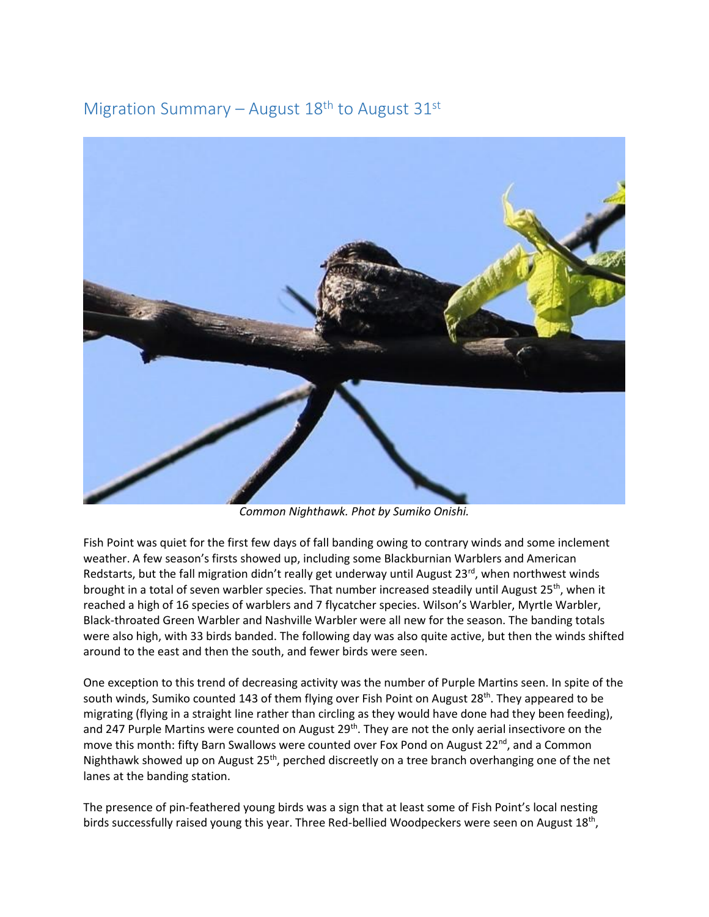## Migration Summary – August 18th to August 31st

*Common Nighthawk. Phot by Sumiko Onishi.*

Fish Point was quiet for the first few days of fall banding owing to contrary winds and some inclement weather. A few season's firsts showed up, including some Blackburnian Warblers and American Redstarts, but the fall migration didn't really get underway until August 23rd, when northwest winds brought in a total of seven warbler species. That number increased steadily until August 25th, when it reached a high of 16 species of warblers and 7 flycatcher species. Wilson's Warbler, Myrtle Warbler, Black-throated Green Warbler and Nashville Warbler were all new for the season. The banding totals were also high, with 33 birds banded. The following day was also quite active, but then the winds shifted around to the east and then the south, and fewer birds were seen.

One exception to this trend of decreasing activity was the number of Purple Martins seen. In spite of the south winds, Sumiko counted 143 of them flying over Fish Point on August 28th. They appeared to be migrating (flying in a straight line rather than circling as they would have done had they been feeding), and 247 Purple Martins were counted on August 29th. They are not the only aerial insectivore on the move this month: fifty Barn Swallows were counted over Fox Pond on August 22nd, and a Common Nighthawk showed up on August 25th, perched discreetly on a tree branch overhanging one of the net lanes at the banding station.

The presence of pin-feathered young birds was a sign that at least some of Fish Point's local nesting birds successfully raised young this year. Three Red-bellied Woodpeckers were seen on August 18th,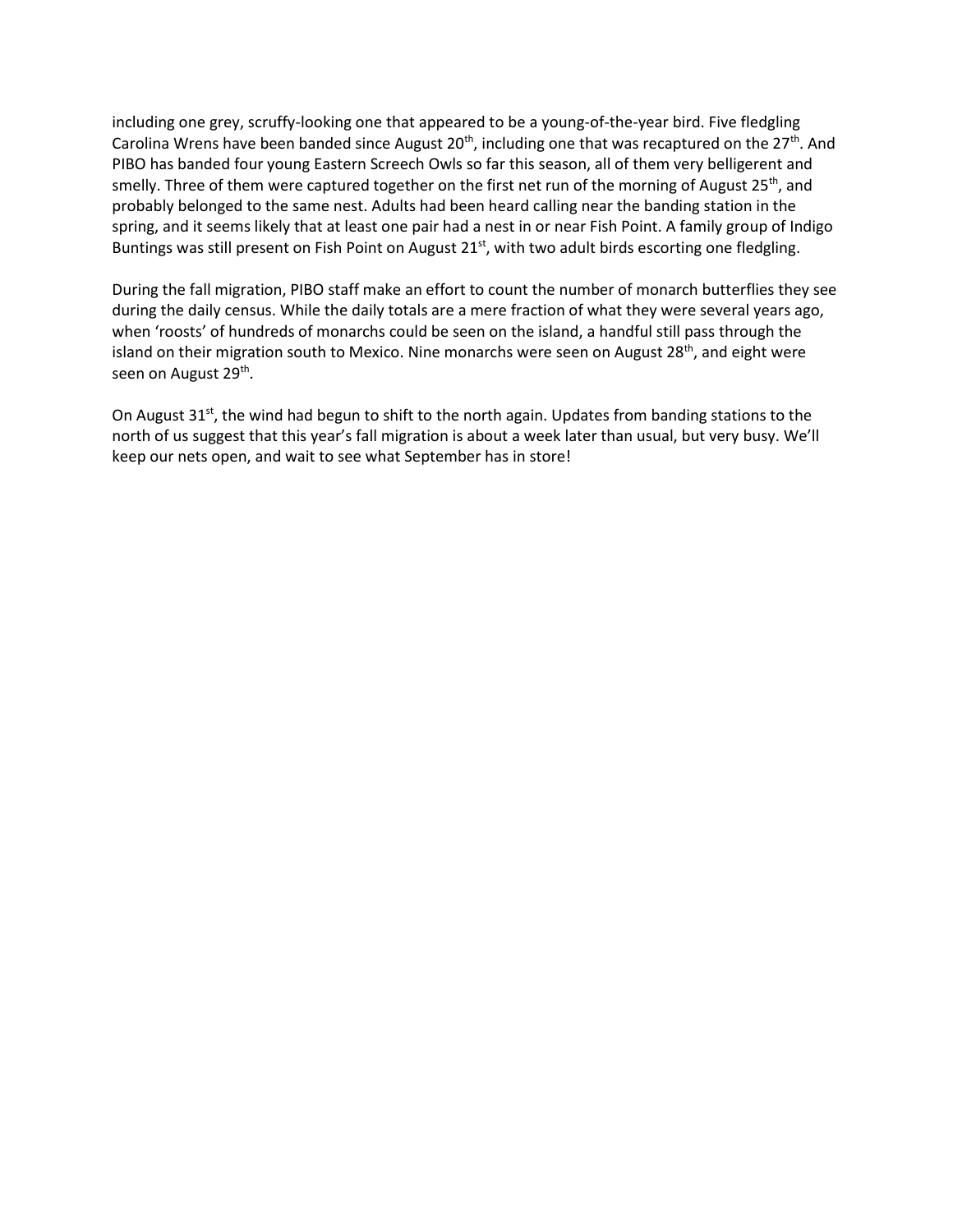including one grey, scruffy-looking one that appeared to be a young-of-the-year bird. Five fledgling Carolina Wrens have been banded since August 20th, including one that was recaptured on the 27th. And PIBO has banded four young Eastern Screech Owls so far this season, all of them very belligerent and smelly. Three of them were captured together on the first net run of the morning of August 25th, and probably belonged to the same nest. Adults had been heard calling near the banding station in the spring, and it seems likely that at least one pair had a nest in or near Fish Point. A family group of Indigo Buntings was still present on Fish Point on August 21st, with two adult birds escorting one fledgling.

During the fall migration, PIBO staff make an effort to count the number of monarch butterflies they see during the daily census. While the daily totals are a mere fraction of what they were several years ago, when 'roosts' of hundreds of monarchs could be seen on the island, a handful still pass through the island on their migration south to Mexico. Nine monarchs were seen on August 28th, and eight were seen on August 29th.

On August 31st, the wind had begun to shift to the north again. Updates from banding stations to the north of us suggest that this year's fall migration is about a week later than usual, but very busy. We'll keep our nets open, and wait to see what September has in store!